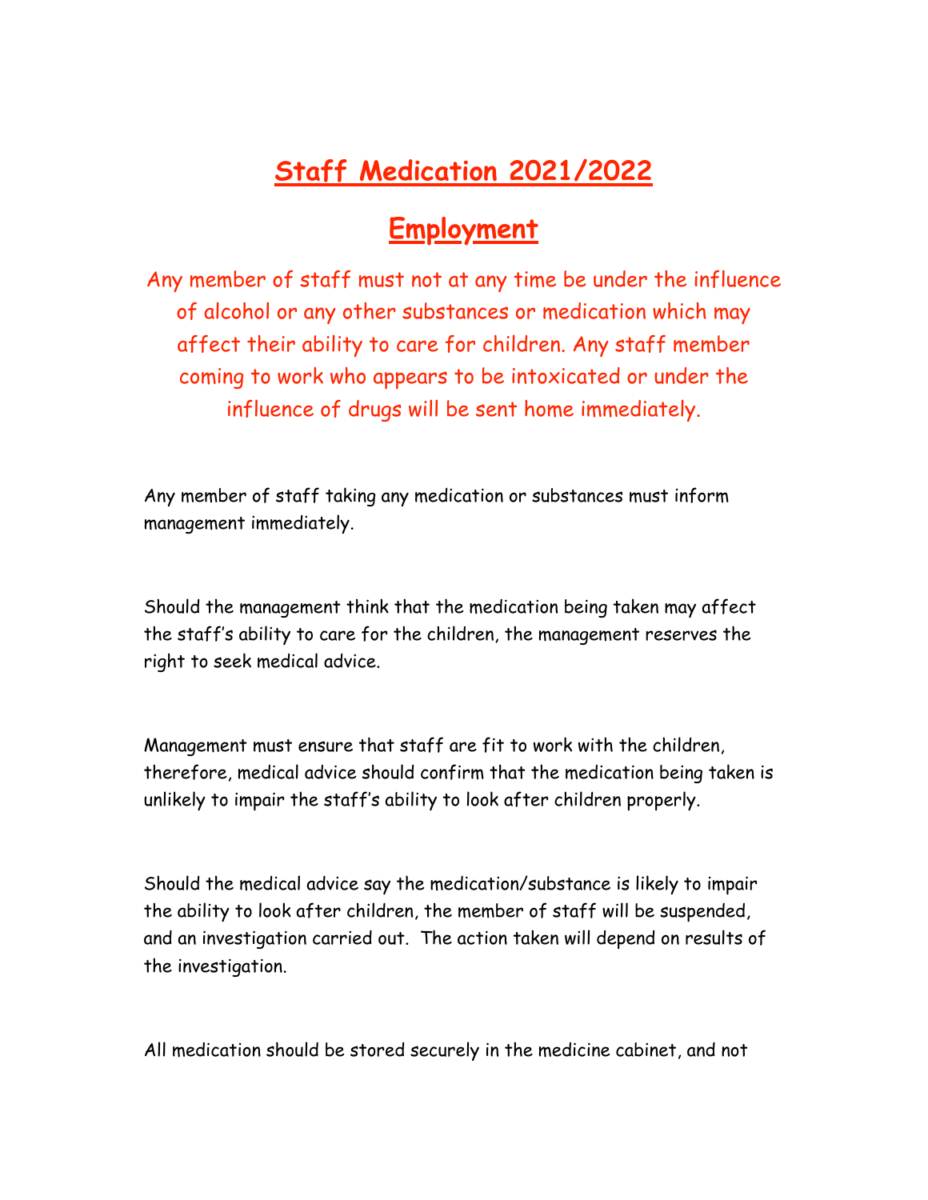# Staff Medication 2021/2022

## Employment

Any member of staff must not at any time be under the influence of alcohol or any other substances or medication which may affect their ability to care for children. Any staff member coming to work who appears to be intoxicated or under the influence of drugs will be sent home immediately.

Any member of staff taking any medication or substances must inform management immediately.

Should the management think that the medication being taken may affect the staff's ability to care for the children, the management reserves the right to seek medical advice.

Management must ensure that staff are fit to work with the children, therefore, medical advice should confirm that the medication being taken is unlikely to impair the staff's ability to look after children properly.

Should the medical advice say the medication/substance is likely to impair the ability to look after children, the member of staff will be suspended, and an investigation carried out. The action taken will depend on results of the investigation.

All medication should be stored securely in the medicine cabinet, and not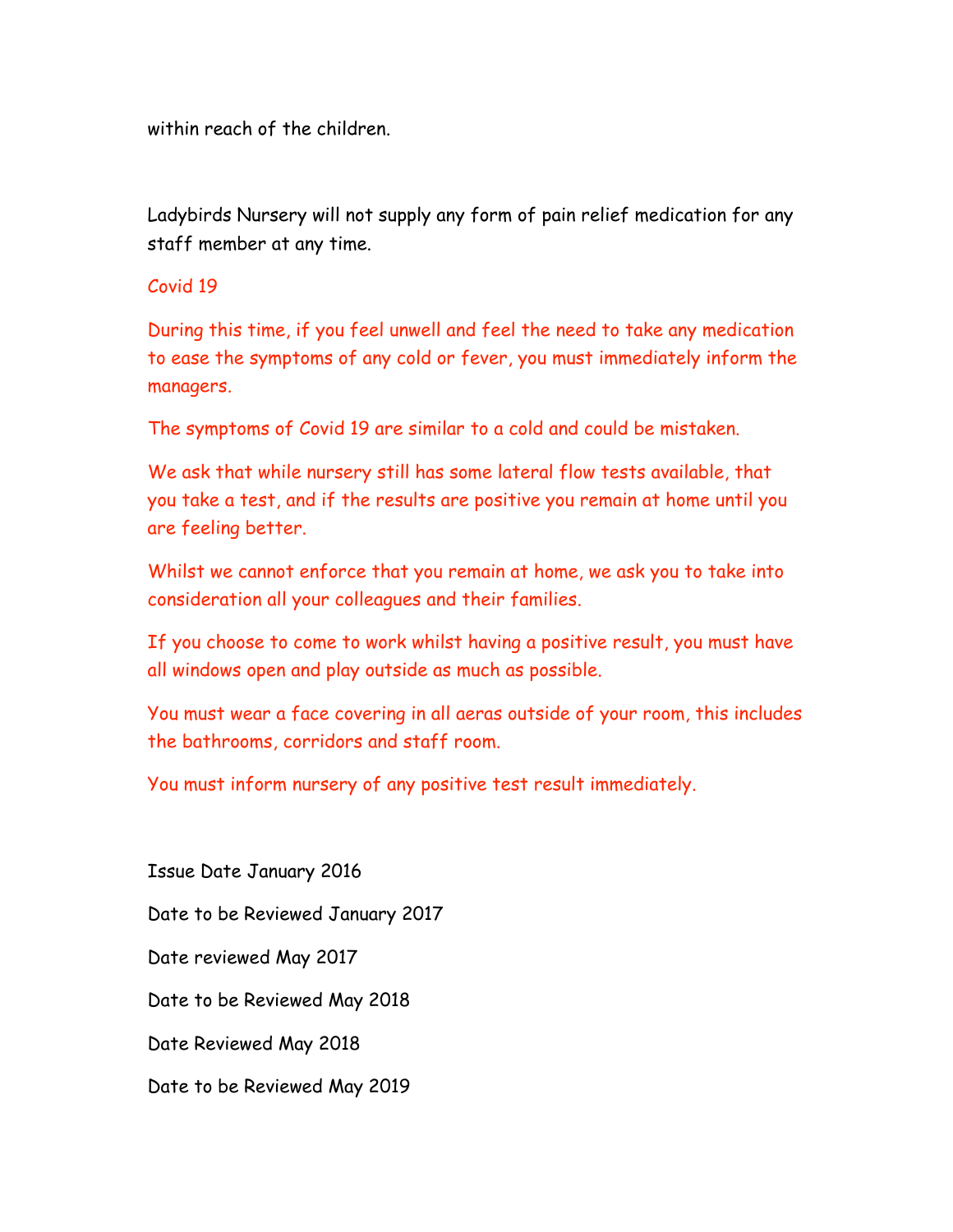within reach of the children.

Ladybirds Nursery will not supply any form of pain relief medication for any staff member at any time.

Covid 19

During this time, if you feel unwell and feel the need to take any medication to ease the symptoms of any cold or fever, you must immediately inform the managers.

The symptoms of Covid 19 are similar to a cold and could be mistaken.

We ask that while nursery still has some lateral flow tests available, that you take a test, and if the results are positive you remain at home until you are feeling better.

Whilst we cannot enforce that you remain at home, we ask you to take into consideration all your colleagues and their families.

If you choose to come to work whilst having a positive result, you must have all windows open and play outside as much as possible.

You must wear a face covering in all aeras outside of your room, this includes the bathrooms, corridors and staff room.

You must inform nursery of any positive test result immediately.

Issue Date January 2016

Date to be Reviewed January 2017

Date reviewed May 2017

Date to be Reviewed May 2018

Date Reviewed May 2018

Date to be Reviewed May 2019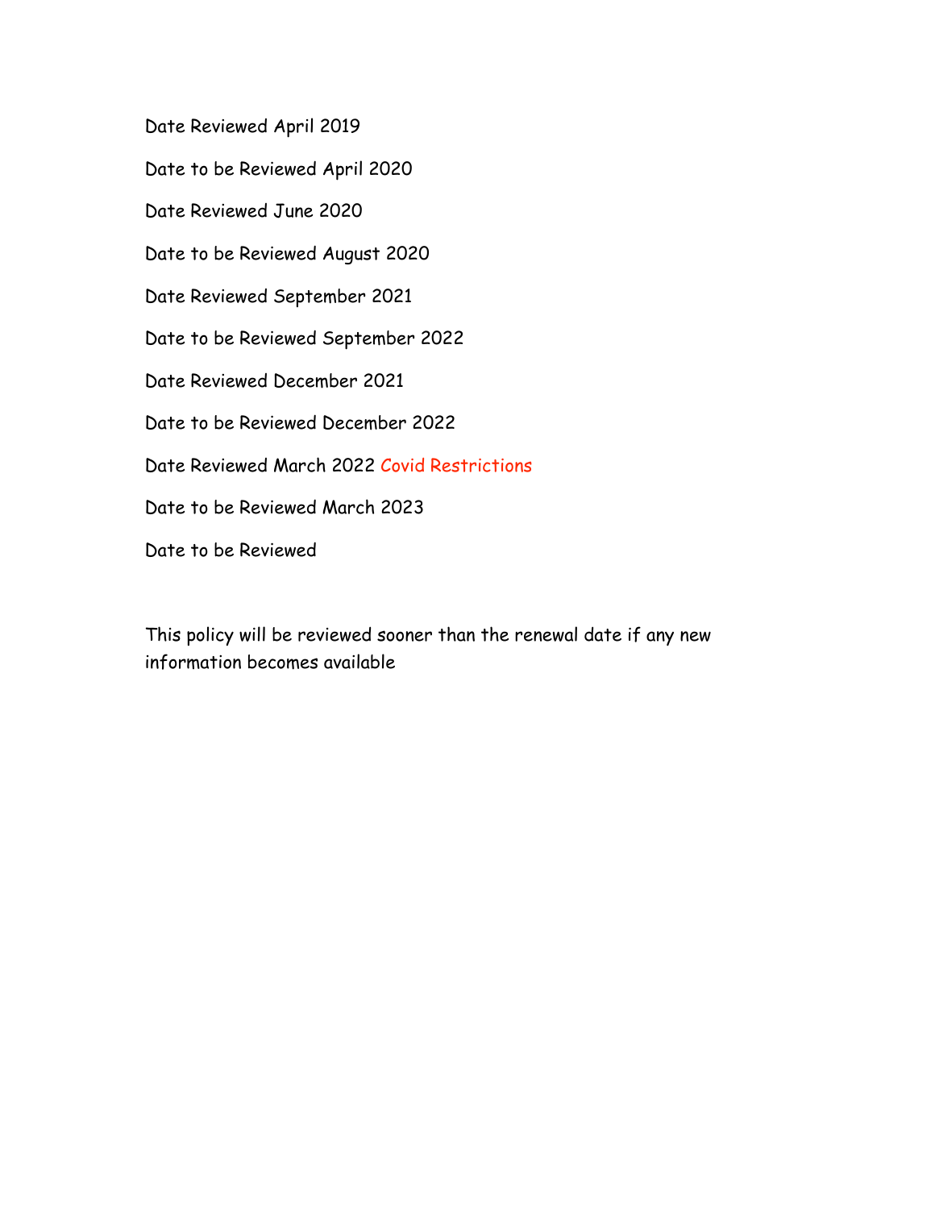Date Reviewed April 2019

Date to be Reviewed April 2020

Date Reviewed June 2020

Date to be Reviewed August 2020

Date Reviewed September 2021

Date to be Reviewed September 2022

Date Reviewed December 2021

Date to be Reviewed December 2022

Date Reviewed March 2022 Covid Restrictions

Date to be Reviewed March 2023

Date to be Reviewed

This policy will be reviewed sooner than the renewal date if any new information becomes available